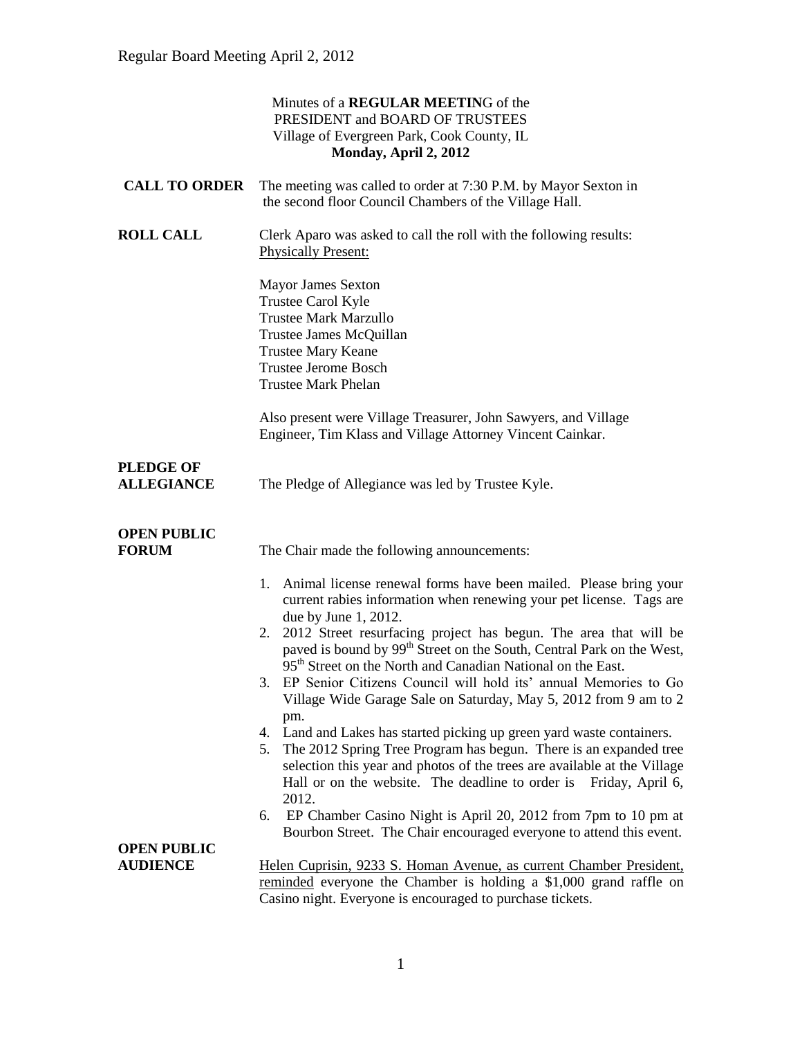Minutes of a **REGULAR MEETIN**G of the
PRESIDENT and BOARD OF TRUSTEES
Village of Evergreen Park, Cook County, IL
**Monday, April 2, 2012**

**CALL TO ORDER** The meeting was called to order at 7:30 P.M. by Mayor Sexton in the second floor Council Chambers of the Village Hall.

**ROLL CALL** Clerk Aparo was asked to call the roll with the following results:
Physically Present:

Mayor James Sexton
Trustee Carol Kyle
Trustee Mark Marzullo
Trustee James McQuillan
Trustee Mary Keane
Trustee Jerome Bosch
Trustee Mark Phelan

Also present were Village Treasurer, John Sawyers, and Village Engineer, Tim Klass and Village Attorney Vincent Cainkar.

**PLEDGE OF ALLEGIANCE** The Pledge of Allegiance was led by Trustee Kyle.

**OPEN PUBLIC FORUM** The Chair made the following announcements:

1. Animal license renewal forms have been mailed. Please bring your current rabies information when renewing your pet license. Tags are due by June 1, 2012.
2. 2012 Street resurfacing project has begun. The area that will be paved is bound by 99th Street on the South, Central Park on the West, 95th Street on the North and Canadian National on the East.
3. EP Senior Citizens Council will hold its' annual Memories to Go Village Wide Garage Sale on Saturday, May 5, 2012 from 9 am to 2 pm.
4. Land and Lakes has started picking up green yard waste containers.
5. The 2012 Spring Tree Program has begun. There is an expanded tree selection this year and photos of the trees are available at the Village Hall or on the website. The deadline to order is Friday, April 6, 2012.
6. EP Chamber Casino Night is April 20, 2012 from 7pm to 10 pm at Bourbon Street. The Chair encouraged everyone to attend this event.

**OPEN PUBLIC AUDIENCE** Helen Cuprisin, 9233 S. Homan Avenue, as current Chamber President, reminded everyone the Chamber is holding a $1,000 grand raffle on Casino night. Everyone is encouraged to purchase tickets.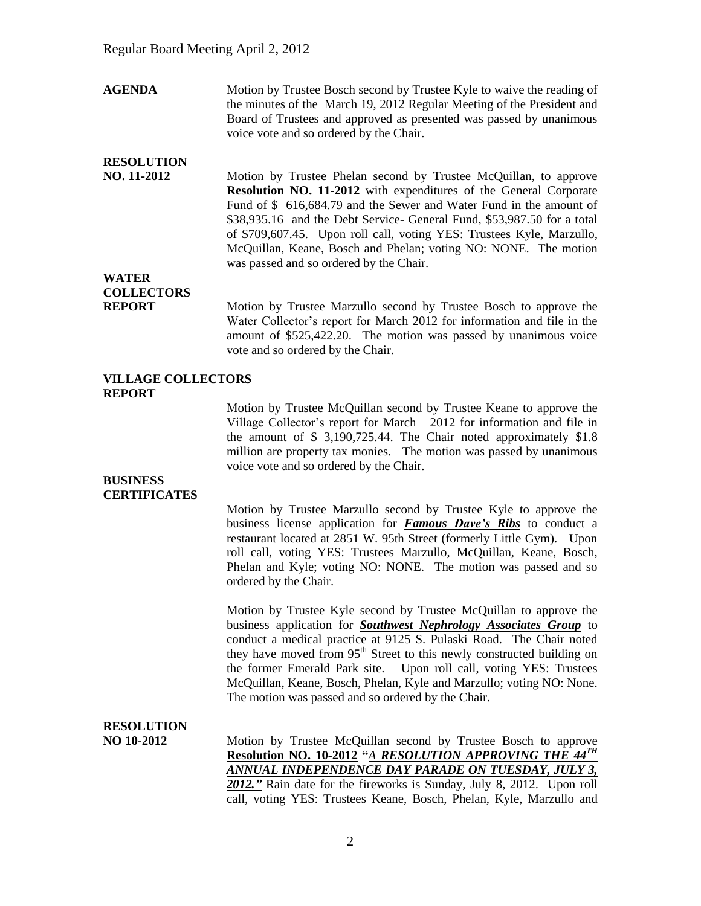**AGENDA**

Motion by Trustee Bosch second by Trustee Kyle to waive the reading of the minutes of the March 19, 2012 Regular Meeting of the President and Board of Trustees and approved as presented was passed by unanimous voice vote and so ordered by the Chair.

**RESOLUTION NO. 11-2012**

Motion by Trustee Phelan second by Trustee McQuillan, to approve **Resolution NO. 11-2012** with expenditures of the General Corporate Fund of $ 616,684.79 and the Sewer and Water Fund in the amount of $38,935.16 and the Debt Service- General Fund, $53,987.50 for a total of $709,607.45. Upon roll call, voting YES: Trustees Kyle, Marzullo, McQuillan, Keane, Bosch and Phelan; voting NO: NONE. The motion was passed and so ordered by the Chair.

**WATER COLLECTORS REPORT**

Motion by Trustee Marzullo second by Trustee Bosch to approve the Water Collector's report for March 2012 for information and file in the amount of $525,422.20. The motion was passed by unanimous voice vote and so ordered by the Chair.

**VILLAGE COLLECTORS REPORT**

Motion by Trustee McQuillan second by Trustee Keane to approve the Village Collector's report for March 2012 for information and file in the amount of $ 3,190,725.44. The Chair noted approximately $1.8 million are property tax monies. The motion was passed by unanimous voice vote and so ordered by the Chair.

**BUSINESS CERTIFICATES**

Motion by Trustee Marzullo second by Trustee Kyle to approve the business license application for ***Famous Dave's Ribs*** to conduct a restaurant located at 2851 W. 95th Street (formerly Little Gym). Upon roll call, voting YES: Trustees Marzullo, McQuillan, Keane, Bosch, Phelan and Kyle; voting NO: NONE. The motion was passed and so ordered by the Chair.

Motion by Trustee Kyle second by Trustee McQuillan to approve the business application for ***Southwest Nephrology Associates Group*** to conduct a medical practice at 9125 S. Pulaski Road. The Chair noted they have moved from 95th Street to this newly constructed building on the former Emerald Park site. Upon roll call, voting YES: Trustees McQuillan, Keane, Bosch, Phelan, Kyle and Marzullo; voting NO: None. The motion was passed and so ordered by the Chair.

**RESOLUTION NO 10-2012**

Motion by Trustee McQuillan second by Trustee Bosch to approve **Resolution NO. 10-2012 "*A RESOLUTION APPROVING THE 44TH ANNUAL INDEPENDENCE DAY PARADE ON TUESDAY, JULY 3, 2012.*"** Rain date for the fireworks is Sunday, July 8, 2012. Upon roll call, voting YES: Trustees Keane, Bosch, Phelan, Kyle, Marzullo and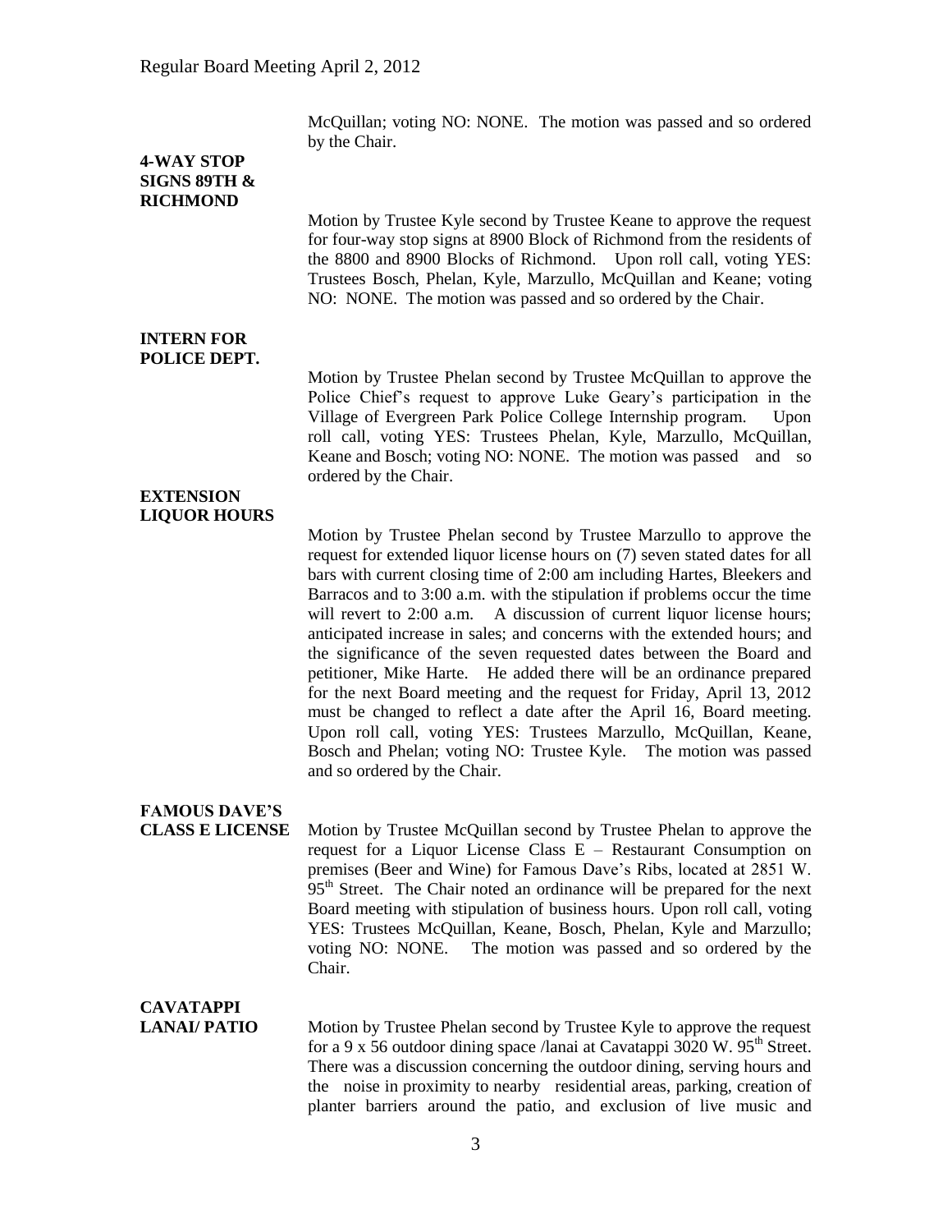McQuillan; voting NO: NONE. The motion was passed and so ordered by the Chair.

**4-WAY STOP SIGNS 89TH & RICHMOND**

Motion by Trustee Kyle second by Trustee Keane to approve the request for four-way stop signs at 8900 Block of Richmond from the residents of the 8800 and 8900 Blocks of Richmond. Upon roll call, voting YES: Trustees Bosch, Phelan, Kyle, Marzullo, McQuillan and Keane; voting NO: NONE. The motion was passed and so ordered by the Chair.

**INTERN FOR POLICE DEPT.**

Motion by Trustee Phelan second by Trustee McQuillan to approve the Police Chief's request to approve Luke Geary's participation in the Village of Evergreen Park Police College Internship program. Upon roll call, voting YES: Trustees Phelan, Kyle, Marzullo, McQuillan, Keane and Bosch; voting NO: NONE. The motion was passed and so ordered by the Chair.

**EXTENSION LIQUOR HOURS**

Motion by Trustee Phelan second by Trustee Marzullo to approve the request for extended liquor license hours on (7) seven stated dates for all bars with current closing time of 2:00 am including Hartes, Bleekers and Barracos and to 3:00 a.m. with the stipulation if problems occur the time will revert to 2:00 a.m. A discussion of current liquor license hours; anticipated increase in sales; and concerns with the extended hours; and the significance of the seven requested dates between the Board and petitioner, Mike Harte. He added there will be an ordinance prepared for the next Board meeting and the request for Friday, April 13, 2012 must be changed to reflect a date after the April 16, Board meeting. Upon roll call, voting YES: Trustees Marzullo, McQuillan, Keane, Bosch and Phelan; voting NO: Trustee Kyle. The motion was passed and so ordered by the Chair.

**FAMOUS DAVE'S CLASS E LICENSE**

Motion by Trustee McQuillan second by Trustee Phelan to approve the request for a Liquor License Class E – Restaurant Consumption on premises (Beer and Wine) for Famous Dave's Ribs, located at 2851 W. 95th Street. The Chair noted an ordinance will be prepared for the next Board meeting with stipulation of business hours. Upon roll call, voting YES: Trustees McQuillan, Keane, Bosch, Phelan, Kyle and Marzullo; voting NO: NONE. The motion was passed and so ordered by the Chair.

**CAVATAPPI LANAI/ PATIO**

Motion by Trustee Phelan second by Trustee Kyle to approve the request for a 9 x 56 outdoor dining space /lanai at Cavatappi 3020 W. 95th Street. There was a discussion concerning the outdoor dining, serving hours and the noise in proximity to nearby residential areas, parking, creation of planter barriers around the patio, and exclusion of live music and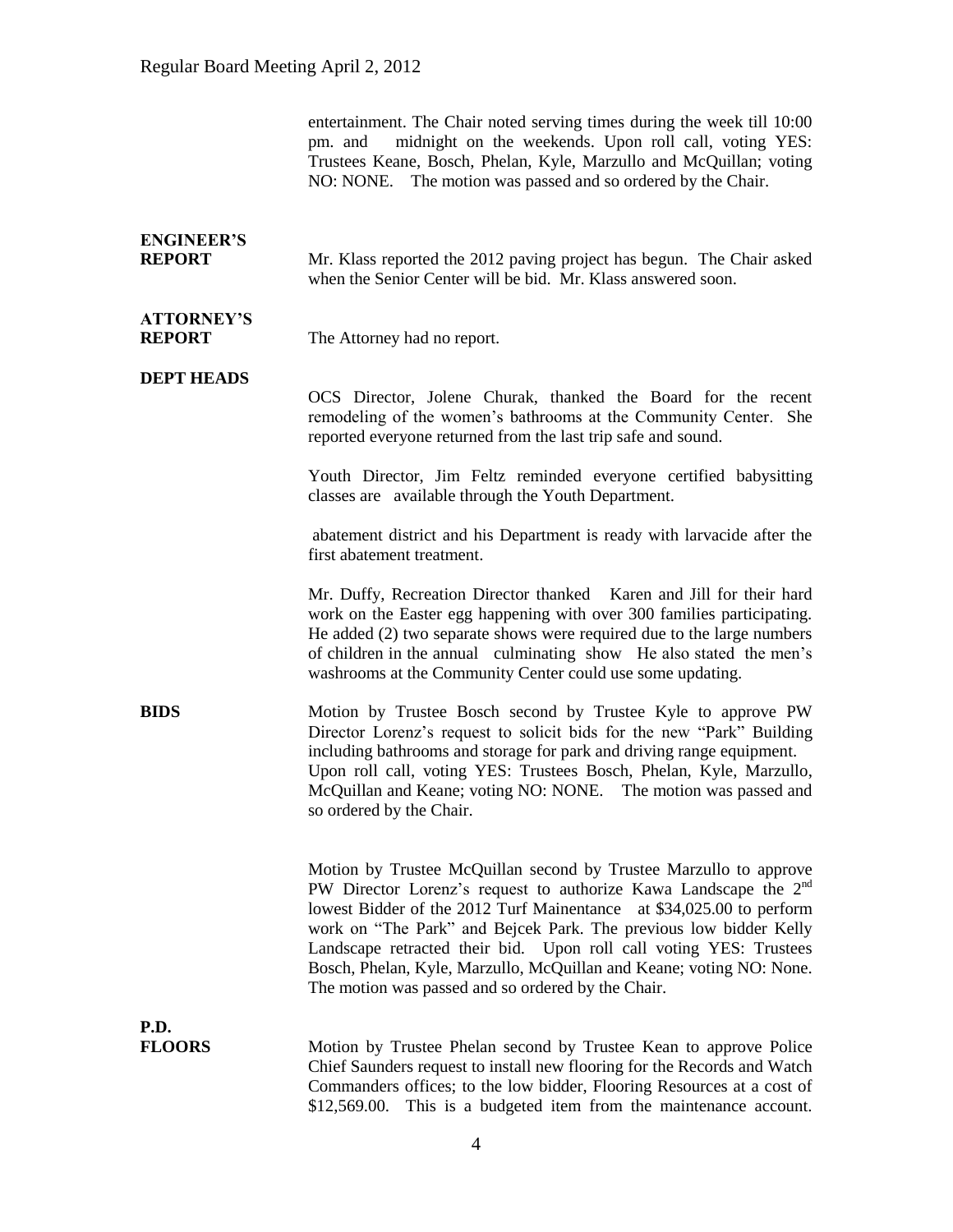entertainment. The Chair noted serving times during the week till 10:00 pm. and midnight on the weekends. Upon roll call, voting YES: Trustees Keane, Bosch, Phelan, Kyle, Marzullo and McQuillan; voting NO: NONE. The motion was passed and so ordered by the Chair.

**ENGINEER'S REPORT**

Mr. Klass reported the 2012 paving project has begun. The Chair asked when the Senior Center will be bid. Mr. Klass answered soon.

**ATTORNEY'S REPORT**

The Attorney had no report.

**DEPT HEADS**

OCS Director, Jolene Churak, thanked the Board for the recent remodeling of the women's bathrooms at the Community Center. She reported everyone returned from the last trip safe and sound.

Youth Director, Jim Feltz reminded everyone certified babysitting classes are available through the Youth Department.

abatement district and his Department is ready with larvacide after the first abatement treatment.

Mr. Duffy, Recreation Director thanked Karen and Jill for their hard work on the Easter egg happening with over 300 families participating. He added (2) two separate shows were required due to the large numbers of children in the annual culminating show He also stated the men's washrooms at the Community Center could use some updating.

**BIDS**

Motion by Trustee Bosch second by Trustee Kyle to approve PW Director Lorenz's request to solicit bids for the new "Park" Building including bathrooms and storage for park and driving range equipment. Upon roll call, voting YES: Trustees Bosch, Phelan, Kyle, Marzullo, McQuillan and Keane; voting NO: NONE. The motion was passed and so ordered by the Chair.

Motion by Trustee McQuillan second by Trustee Marzullo to approve PW Director Lorenz's request to authorize Kawa Landscape the 2nd lowest Bidder of the 2012 Turf Mainentance at $34,025.00 to perform work on "The Park" and Bejcek Park. The previous low bidder Kelly Landscape retracted their bid. Upon roll call voting YES: Trustees Bosch, Phelan, Kyle, Marzullo, McQuillan and Keane; voting NO: None. The motion was passed and so ordered by the Chair.

**P.D. FLOORS**

Motion by Trustee Phelan second by Trustee Kean to approve Police Chief Saunders request to install new flooring for the Records and Watch Commanders offices; to the low bidder, Flooring Resources at a cost of $12,569.00. This is a budgeted item from the maintenance account.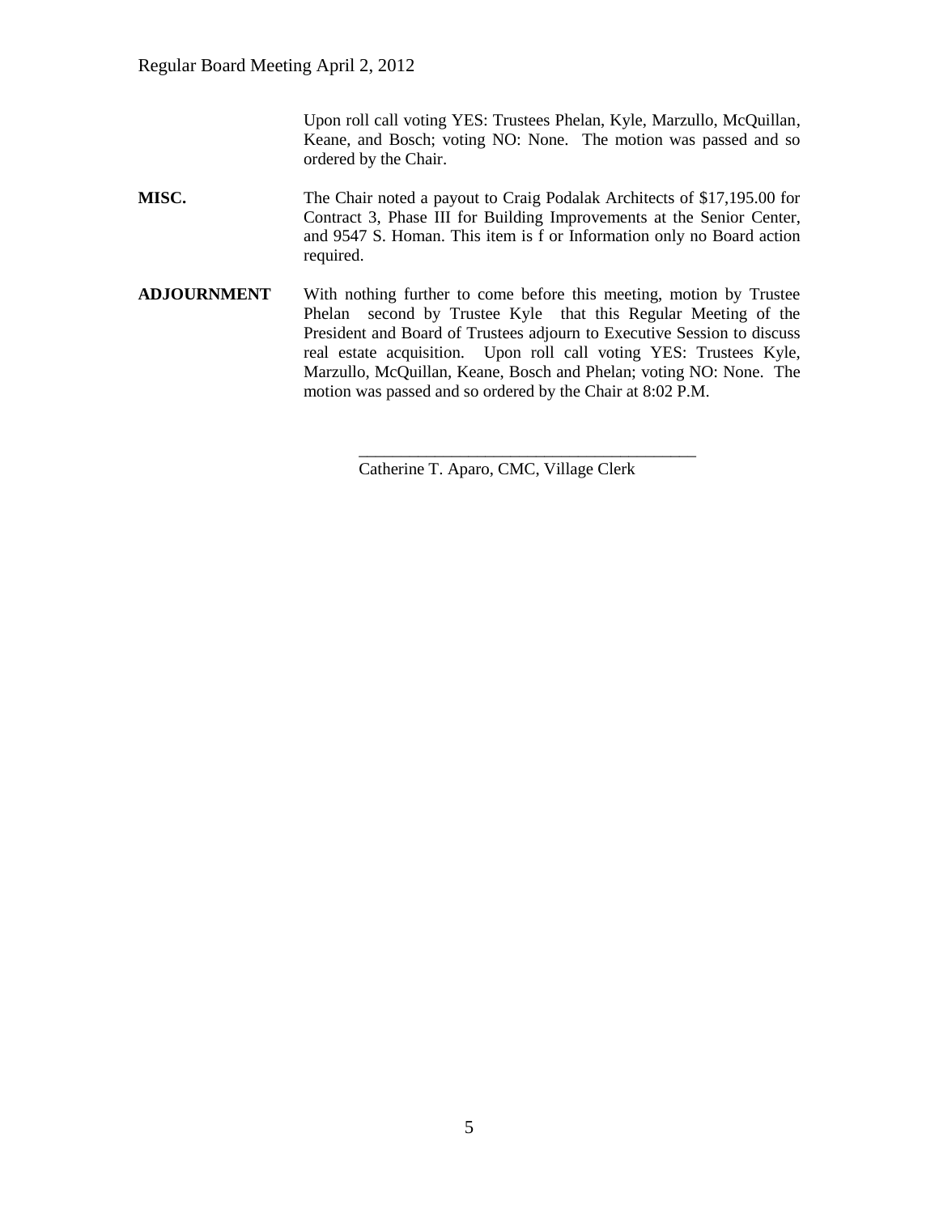Upon roll call voting YES: Trustees Phelan, Kyle, Marzullo, McQuillan, Keane, and Bosch; voting NO: None. The motion was passed and so ordered by the Chair.

**MISC.** The Chair noted a payout to Craig Podalak Architects of $17,195.00 for Contract 3, Phase III for Building Improvements at the Senior Center, and 9547 S. Homan. This item is f or Information only no Board action required.

**ADJOURNMENT** With nothing further to come before this meeting, motion by Trustee Phelan second by Trustee Kyle that this Regular Meeting of the President and Board of Trustees adjourn to Executive Session to discuss real estate acquisition. Upon roll call voting YES: Trustees Kyle, Marzullo, McQuillan, Keane, Bosch and Phelan; voting NO: None. The motion was passed and so ordered by the Chair at 8:02 P.M.

\_\_\_\_\_\_\_\_\_\_\_\_\_\_\_\_\_\_\_\_\_\_\_\_\_\_\_\_\_\_\_\_\_\_\_\_\_\_\_\_\_

Catherine T. Aparo, CMC, Village Clerk